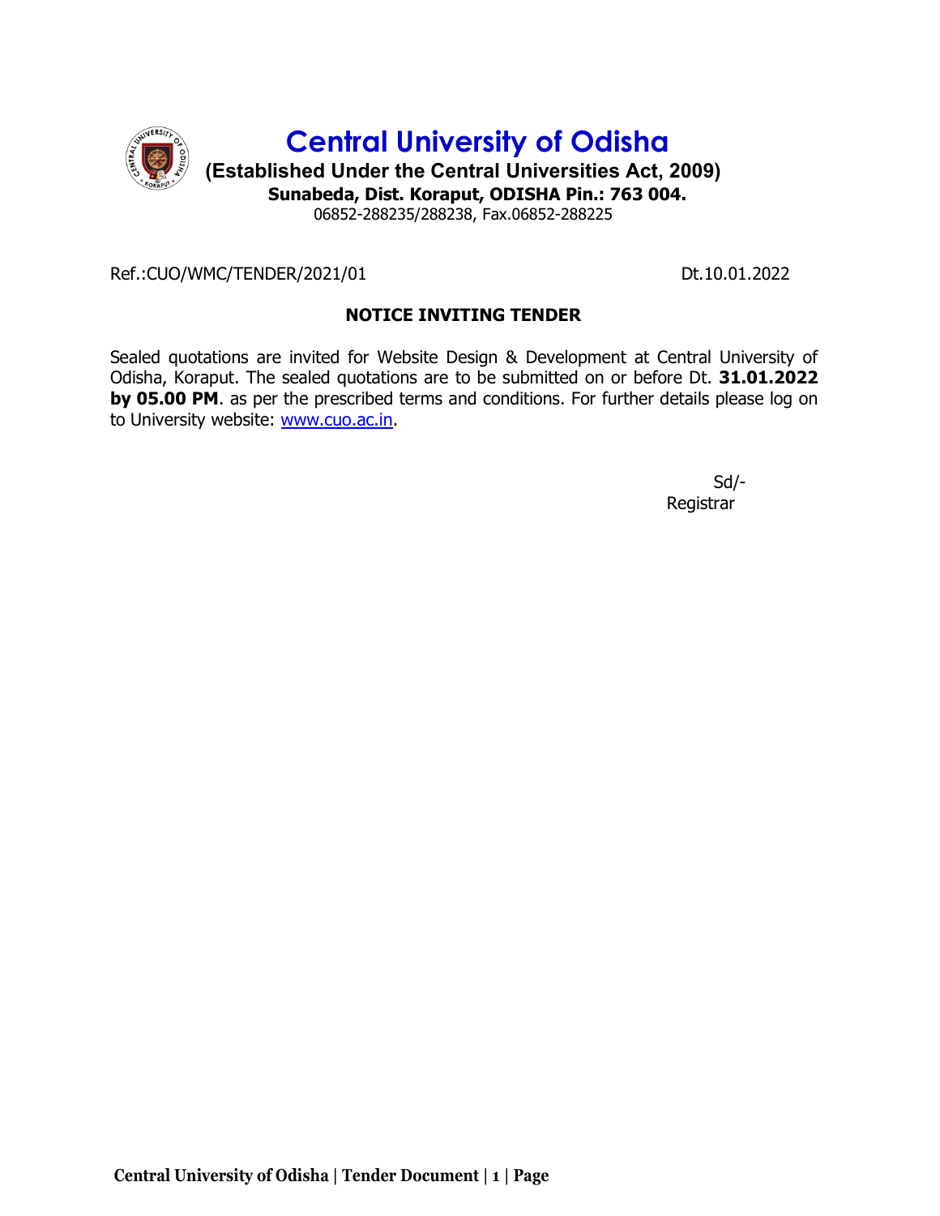# Central University of Odisha

**(Established Under the Central Universities Act, 2009)**

**Sunabeda, Dist. Koraput, ODISHA Pin.: 763 004.**

06852-288235/288238, Fax.06852-288225

Ref.:CUO/WMC/TENDER/2021/01 Dt.10.01.2022

## NOTICE INVITING TENDER

Sealed quotations are invited for Website Design & Development at Central University of Odisha, Koraput. The sealed quotations are to be submitted on or before Dt. **31.01.2022 by 05.00 PM**. as per the prescribed terms and conditions. For further details please log on to University website: www.cuo.ac.in.

Sd/-

Registrar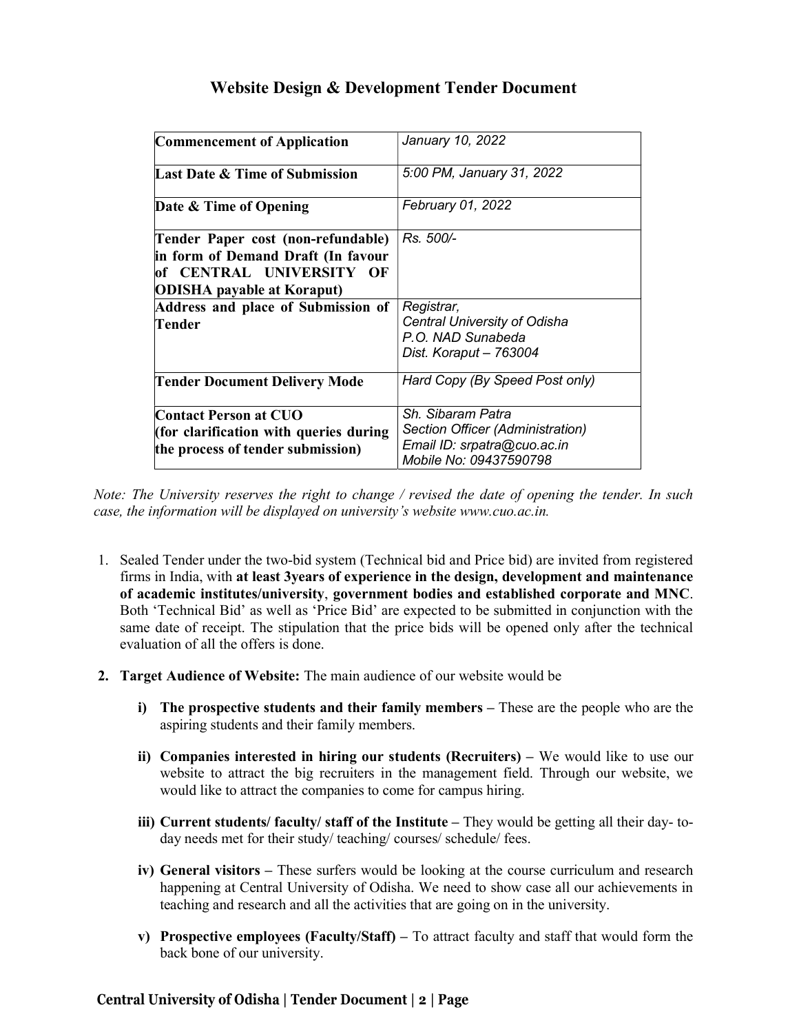## Website Design & Development Tender Document

| **Commencement of Application** | *January 10, 2022* |
| --- | --- |
| **Last Date & Time of Submission** | *5:00 PM, January 31, 2022* |
| **Date & Time of Opening** | *February 01, 2022* |
| **Tender Paper cost (non-refundable) in form of Demand Draft (In favour of CENTRAL UNIVERSITY OF ODISHA payable at Koraput)** | *Rs. 500/-* |
| **Address and place of Submission of Tender** | *Registrar,<br>Central University of Odisha<br>P.O. NAD Sunabeda<br>Dist. Koraput – 763004* |
| **Tender Document Delivery Mode** | *Hard Copy (By Speed Post only)* |
| **Contact Person at CUO<br>(for clarification with queries during the process of tender submission)** | *Sh. Sibaram Patra<br>Section Officer (Administration)<br>Email ID: srpatra@cuo.ac.in<br>Mobile No: 09437590798* |

*Note: The University reserves the right to change / revised the date of opening the tender. In such case, the information will be displayed on university's website www.cuo.ac.in.*

1. Sealed Tender under the two-bid system (Technical bid and Price bid) are invited from registered firms in India, with **at least 3years of experience in the design, development and maintenance of academic institutes/university**, **government bodies and established corporate and MNC**. Both 'Technical Bid' as well as 'Price Bid' are expected to be submitted in conjunction with the same date of receipt. The stipulation that the price bids will be opened only after the technical evaluation of all the offers is done.

2. **Target Audience of Website:** The main audience of our website would be

   i) **The prospective students and their family members –** These are the people who are the aspiring students and their family members.

   ii) **Companies interested in hiring our students (Recruiters) –** We would like to use our website to attract the big recruiters in the management field. Through our website, we would like to attract the companies to come for campus hiring.

   iii) **Current students/ faculty/ staff of the Institute –** They would be getting all their day- to-day needs met for their study/ teaching/ courses/ schedule/ fees.

   iv) **General visitors –** These surfers would be looking at the course curriculum and research happening at Central University of Odisha. We need to show case all our achievements in teaching and research and all the activities that are going on in the university.

   v) **Prospective employees (Faculty/Staff) –** To attract faculty and staff that would form the back bone of our university.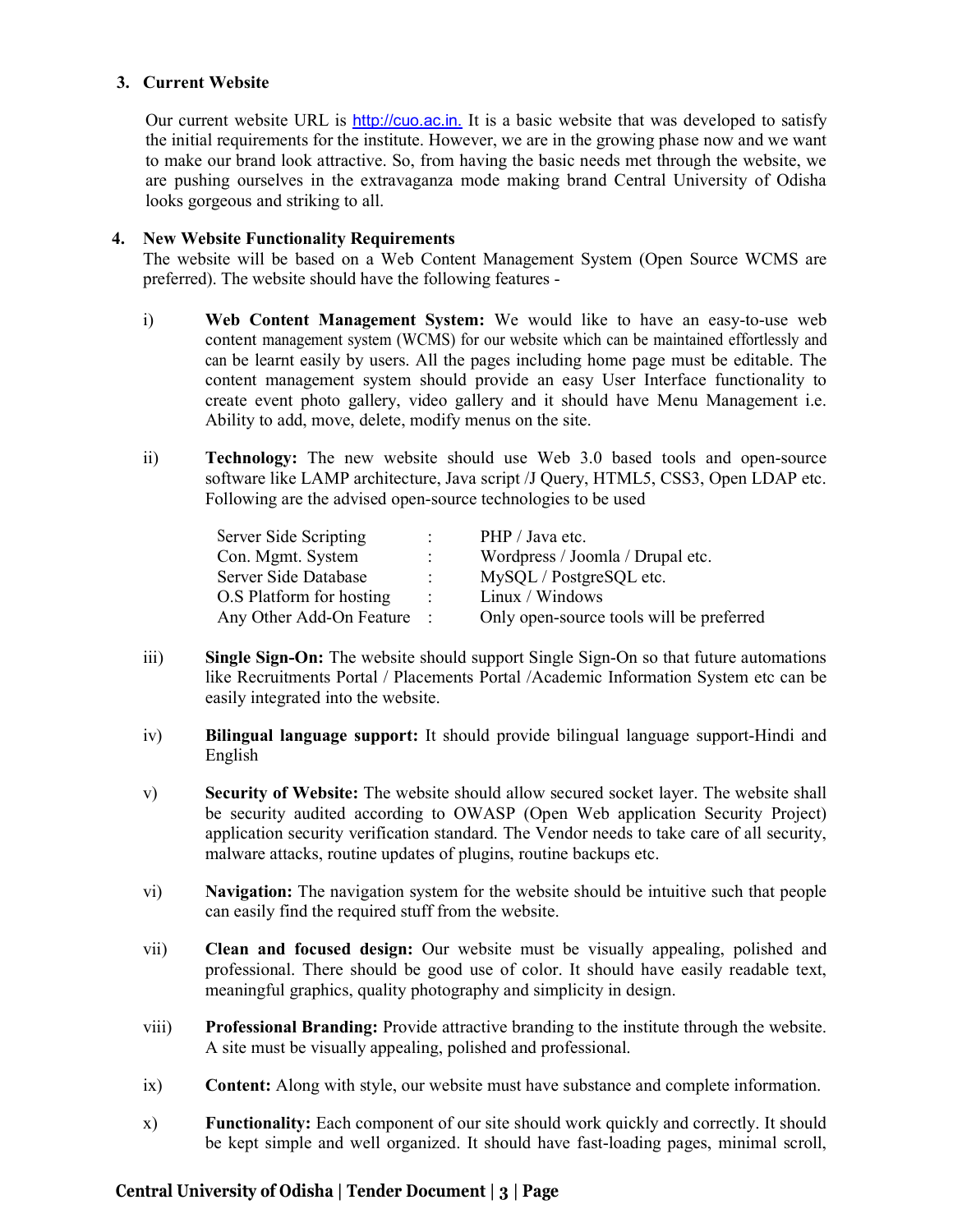## 3. Current Website

Our current website URL is http://cuo.ac.in. It is a basic website that was developed to satisfy the initial requirements for the institute. However, we are in the growing phase now and we want to make our brand look attractive. So, from having the basic needs met through the website, we are pushing ourselves in the extravaganza mode making brand Central University of Odisha looks gorgeous and striking to all.

## 4. New Website Functionality Requirements

The website will be based on a Web Content Management System (Open Source WCMS are preferred). The website should have the following features -

i) **Web Content Management System:** We would like to have an easy-to-use web content management system (WCMS) for our website which can be maintained effortlessly and can be learnt easily by users. All the pages including home page must be editable. The content management system should provide an easy User Interface functionality to create event photo gallery, video gallery and it should have Menu Management i.e. Ability to add, move, delete, modify menus on the site.

ii) **Technology:** The new website should use Web 3.0 based tools and open-source software like LAMP architecture, Java script /J Query, HTML5, CSS3, Open LDAP etc. Following are the advised open-source technologies to be used

| | | |
|---|---|---|
| Server Side Scripting | : | PHP / Java etc. |
| Con. Mgmt. System | : | Wordpress / Joomla / Drupal etc. |
| Server Side Database | : | MySQL / PostgreSQL etc. |
| O.S Platform for hosting | : | Linux / Windows |
| Any Other Add-On Feature | : | Only open-source tools will be preferred |

iii) **Single Sign-On:** The website should support Single Sign-On so that future automations like Recruitments Portal / Placements Portal /Academic Information System etc can be easily integrated into the website.

iv) **Bilingual language support:** It should provide bilingual language support-Hindi and English

v) **Security of Website:** The website should allow secured socket layer. The website shall be security audited according to OWASP (Open Web application Security Project) application security verification standard. The Vendor needs to take care of all security, malware attacks, routine updates of plugins, routine backups etc.

vi) **Navigation:** The navigation system for the website should be intuitive such that people can easily find the required stuff from the website.

vii) **Clean and focused design:** Our website must be visually appealing, polished and professional. There should be good use of color. It should have easily readable text, meaningful graphics, quality photography and simplicity in design.

viii) **Professional Branding:** Provide attractive branding to the institute through the website. A site must be visually appealing, polished and professional.

ix) **Content:** Along with style, our website must have substance and complete information.

x) **Functionality:** Each component of our site should work quickly and correctly. It should be kept simple and well organized. It should have fast-loading pages, minimal scroll,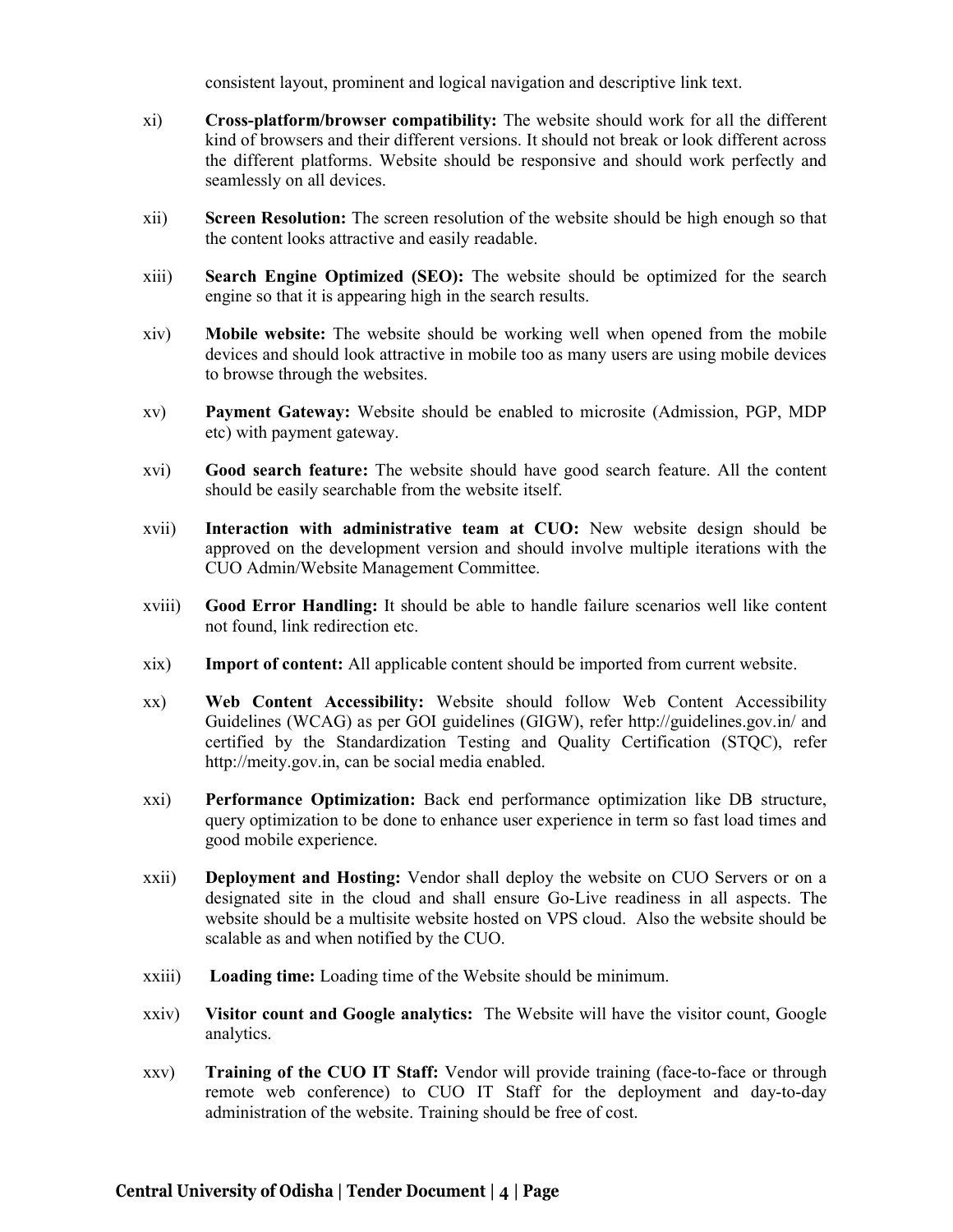consistent layout, prominent and logical navigation and descriptive link text.

xi) **Cross-platform/browser compatibility:** The website should work for all the different kind of browsers and their different versions. It should not break or look different across the different platforms. Website should be responsive and should work perfectly and seamlessly on all devices.

xii) **Screen Resolution:** The screen resolution of the website should be high enough so that the content looks attractive and easily readable.

xiii) **Search Engine Optimized (SEO):** The website should be optimized for the search engine so that it is appearing high in the search results.

xiv) **Mobile website:** The website should be working well when opened from the mobile devices and should look attractive in mobile too as many users are using mobile devices to browse through the websites.

xv) **Payment Gateway:** Website should be enabled to microsite (Admission, PGP, MDP etc) with payment gateway.

xvi) **Good search feature:** The website should have good search feature. All the content should be easily searchable from the website itself.

xvii) **Interaction with administrative team at CUO:** New website design should be approved on the development version and should involve multiple iterations with the CUO Admin/Website Management Committee.

xviii) **Good Error Handling:** It should be able to handle failure scenarios well like content not found, link redirection etc.

xix) **Import of content:** All applicable content should be imported from current website.

xx) **Web Content Accessibility:** Website should follow Web Content Accessibility Guidelines (WCAG) as per GOI guidelines (GIGW), refer http://guidelines.gov.in/ and certified by the Standardization Testing and Quality Certification (STQC), refer http://meity.gov.in, can be social media enabled.

xxi) **Performance Optimization:** Back end performance optimization like DB structure, query optimization to be done to enhance user experience in term so fast load times and good mobile experience.

xxii) **Deployment and Hosting:** Vendor shall deploy the website on CUO Servers or on a designated site in the cloud and shall ensure Go-Live readiness in all aspects. The website should be a multisite website hosted on VPS cloud. Also the website should be scalable as and when notified by the CUO.

xxiii) **Loading time:** Loading time of the Website should be minimum.

xxiv) **Visitor count and Google analytics:** The Website will have the visitor count, Google analytics.

xxv) **Training of the CUO IT Staff:** Vendor will provide training (face-to-face or through remote web conference) to CUO IT Staff for the deployment and day-to-day administration of the website. Training should be free of cost.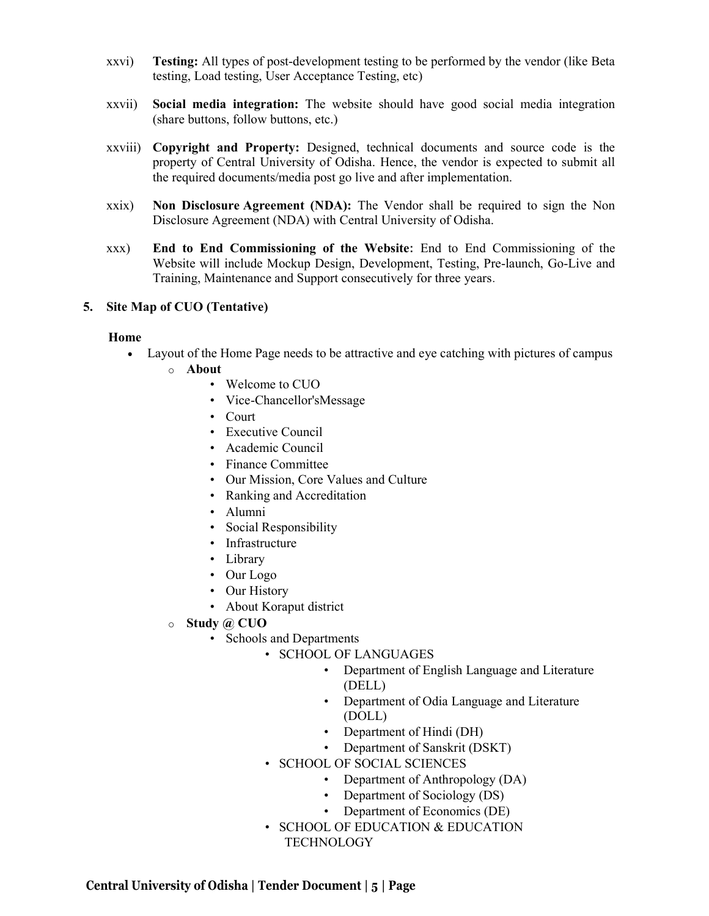xxvi) **Testing:** All types of post-development testing to be performed by the vendor (like Beta testing, Load testing, User Acceptance Testing, etc)

xxvii) **Social media integration:** The website should have good social media integration (share buttons, follow buttons, etc.)

xxviii) **Copyright and Property:** Designed, technical documents and source code is the property of Central University of Odisha. Hence, the vendor is expected to submit all the required documents/media post go live and after implementation.

xxix) **Non Disclosure Agreement (NDA):** The Vendor shall be required to sign the Non Disclosure Agreement (NDA) with Central University of Odisha.

xxx) **End to End Commissioning of the Website:** End to End Commissioning of the Website will include Mockup Design, Development, Testing, Pre-launch, Go-Live and Training, Maintenance and Support consecutively for three years.

## 5. Site Map of CUO (Tentative)

**Home**

- Layout of the Home Page needs to be attractive and eye catching with pictures of campus
  - **About**
    - Welcome to CUO
    - Vice-Chancellor'sMessage
    - Court
    - Executive Council
    - Academic Council
    - Finance Committee
    - Our Mission, Core Values and Culture
    - Ranking and Accreditation
    - Alumni
    - Social Responsibility
    - Infrastructure
    - Library
    - Our Logo
    - Our History
    - About Koraput district
  - **Study @ CUO**
    - Schools and Departments
      - SCHOOL OF LANGUAGES
        - Department of English Language and Literature (DELL)
        - Department of Odia Language and Literature (DOLL)
        - Department of Hindi (DH)
        - Department of Sanskrit (DSKT)
      - SCHOOL OF SOCIAL SCIENCES
        - Department of Anthropology (DA)
        - Department of Sociology (DS)
        - Department of Economics (DE)
      - SCHOOL OF EDUCATION & EDUCATION TECHNOLOGY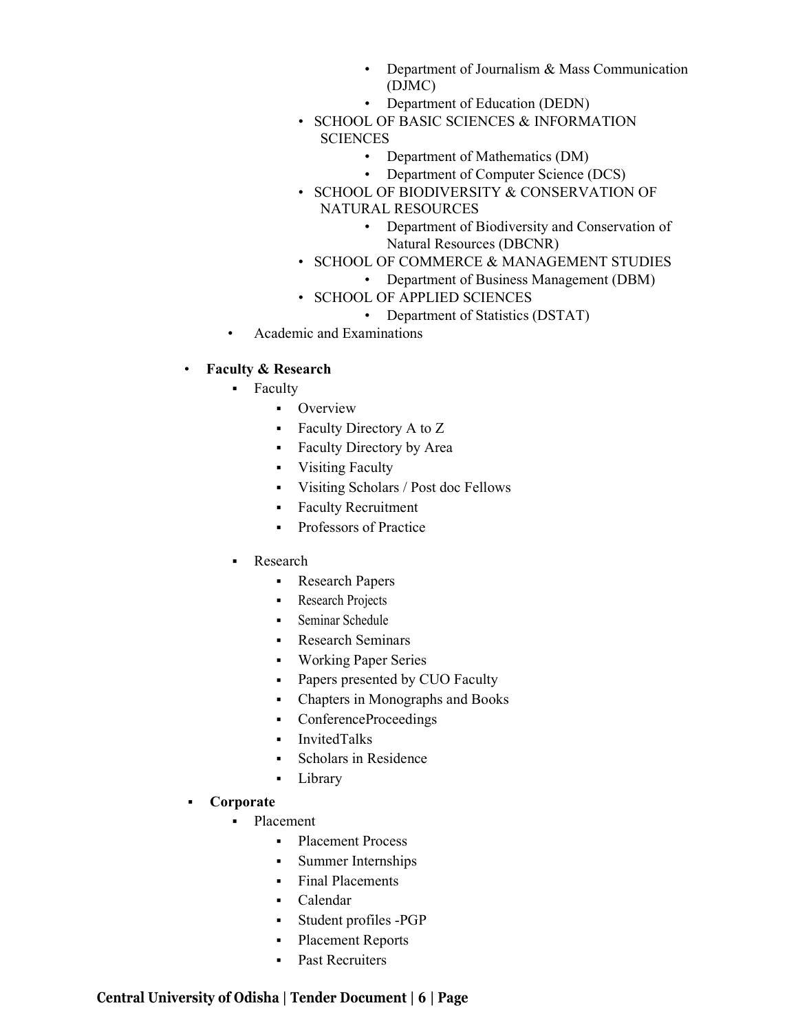- Department of Journalism & Mass Communication (DJMC)
        - Department of Education (DEDN)
    - SCHOOL OF BASIC SCIENCES & INFORMATION SCIENCES
        - Department of Mathematics (DM)
        - Department of Computer Science (DCS)
    - SCHOOL OF BIODIVERSITY & CONSERVATION OF NATURAL RESOURCES
        - Department of Biodiversity and Conservation of Natural Resources (DBCNR)
    - SCHOOL OF COMMERCE & MANAGEMENT STUDIES
        - Department of Business Management (DBM)
    - SCHOOL OF APPLIED SCIENCES
        - Department of Statistics (DSTAT)
- Academic and Examinations

- **Faculty & Research**
    - Faculty
        - Overview
        - Faculty Directory A to Z
        - Faculty Directory by Area
        - Visiting Faculty
        - Visiting Scholars / Post doc Fellows
        - Faculty Recruitment
        - Professors of Practice
    - Research
        - Research Papers
        - Research Projects
        - Seminar Schedule
        - Research Seminars
        - Working Paper Series
        - Papers presented by CUO Faculty
        - Chapters in Monographs and Books
        - ConferenceProceedings
        - InvitedTalks
        - Scholars in Residence
        - Library
- **Corporate**
    - Placement
        - Placement Process
        - Summer Internships
        - Final Placements
        - Calendar
        - Student profiles -PGP
        - Placement Reports
        - Past Recruiters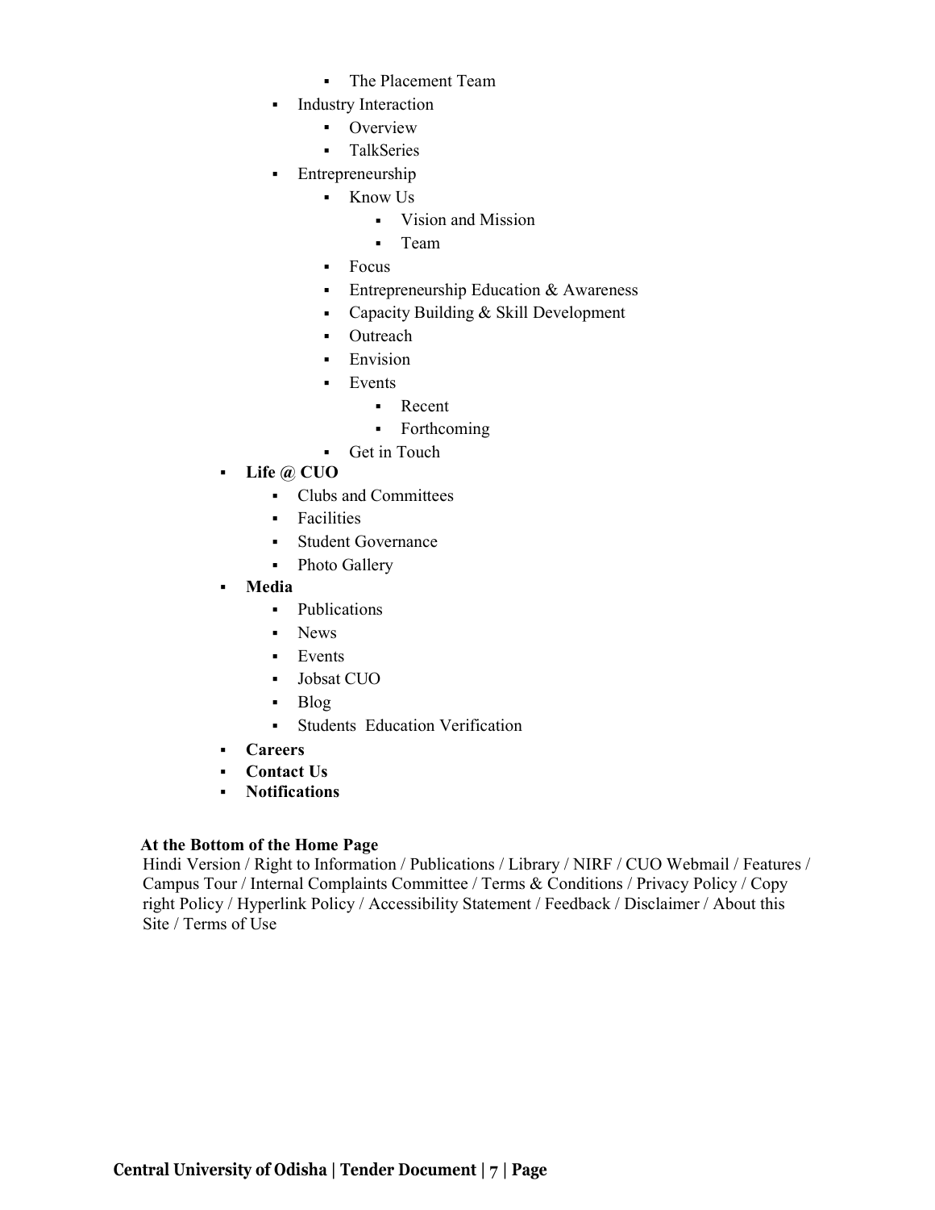- The Placement Team
    - Industry Interaction
        - Overview
        - TalkSeries
    - Entrepreneurship
        - Know Us
            - Vision and Mission
            - Team
        - Focus
        - Entrepreneurship Education & Awareness
        - Capacity Building & Skill Development
        - Outreach
        - Envision
        - Events
            - Recent
            - Forthcoming
        - Get in Touch
- **Life @ CUO**
    - Clubs and Committees
    - Facilities
    - Student Governance
    - Photo Gallery
- **Media**
    - Publications
    - News
    - Events
    - Jobsat CUO
    - Blog
    - Students  Education Verification
- **Careers**
- **Contact Us**
- **Notifications**

**At the Bottom of the Home Page**

Hindi Version / Right to Information / Publications / Library / NIRF / CUO Webmail / Features / Campus Tour / Internal Complaints Committee / Terms & Conditions / Privacy Policy / Copy right Policy / Hyperlink Policy / Accessibility Statement / Feedback / Disclaimer / About this Site / Terms of Use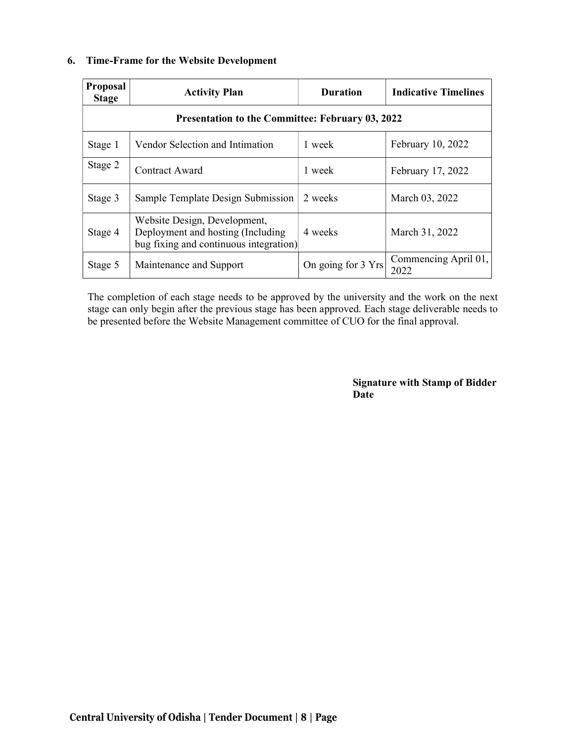## 6. Time-Frame for the Website Development

| Proposal Stage | Activity Plan | Duration | Indicative Timelines |
|---|---|---|---|
| **Presentation to the Committee: February 03, 2022** | | | |
| Stage 1 | Vendor Selection and Intimation | 1 week | February 10, 2022 |
| Stage 2 | Contract Award | 1 week | February 17, 2022 |
| Stage 3 | Sample Template Design Submission | 2 weeks | March 03, 2022 |
| Stage 4 | Website Design, Development, Deployment and hosting (Including bug fixing and continuous integration) | 4 weeks | March 31, 2022 |
| Stage 5 | Maintenance and Support | On going for 3 Yrs | Commencing April 01, 2022 |

The completion of each stage needs to be approved by the university and the work on the next stage can only begin after the previous stage has been approved. Each stage deliverable needs to be presented before the Website Management committee of CUO for the final approval.

**Signature with Stamp of Bidder**
**Date**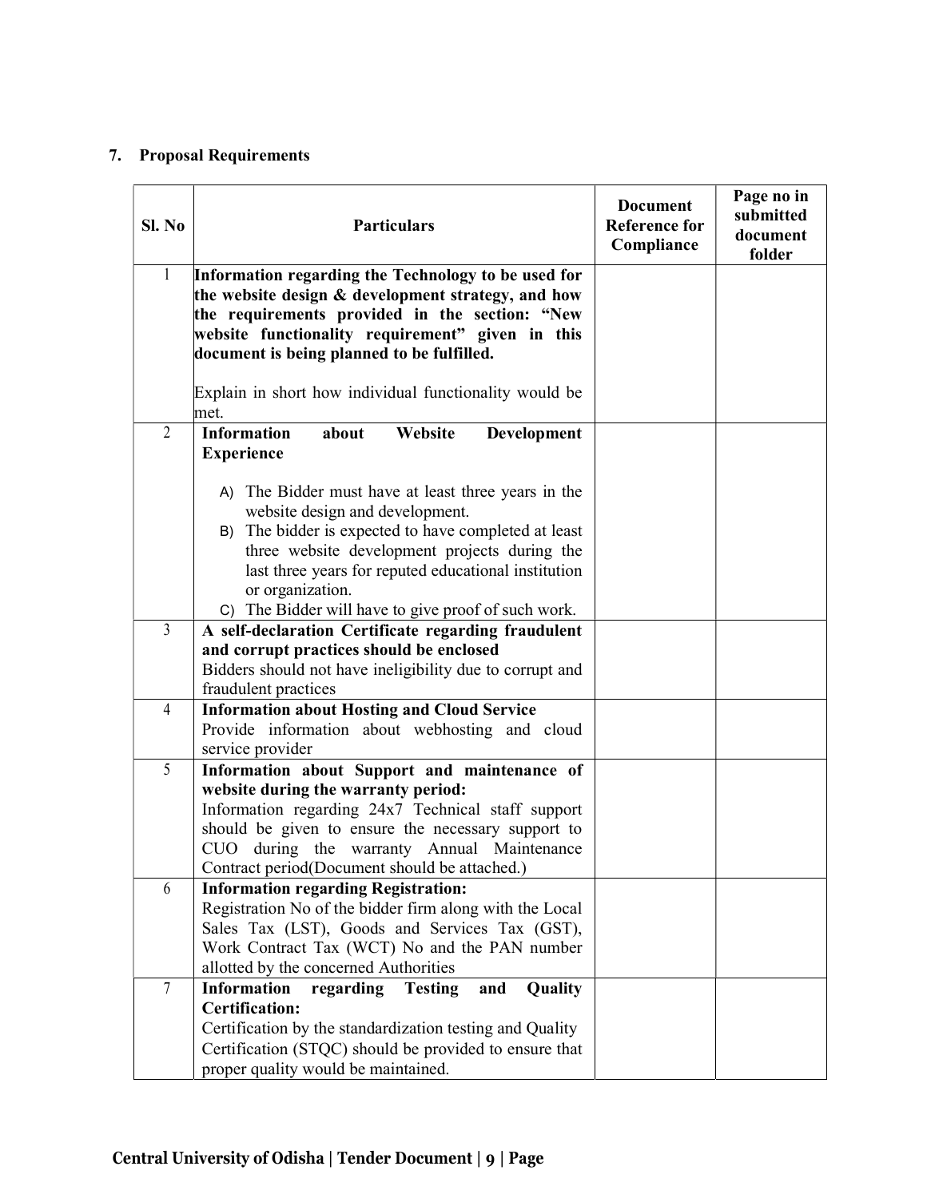## 7. Proposal Requirements

| Sl. No | Particulars | Document Reference for Compliance | Page no in submitted document folder |
|---|---|---|---|
| 1 | **Information regarding the Technology to be used for the website design & development strategy, and how the requirements provided in the section: "New website functionality requirement" given in this document is being planned to be fulfilled.**<br><br>Explain in short how individual functionality would be met. | | |
| 2 | **Information about Website Development Experience**<br><br>A) The Bidder must have at least three years in the website design and development.<br>B) The bidder is expected to have completed at least three website development projects during the last three years for reputed educational institution or organization.<br>C) The Bidder will have to give proof of such work. | | |
| 3 | **A self-declaration Certificate regarding fraudulent and corrupt practices should be enclosed**<br>Bidders should not have ineligibility due to corrupt and fraudulent practices | | |
| 4 | **Information about Hosting and Cloud Service**<br>Provide information about webhosting and cloud service provider | | |
| 5 | **Information about Support and maintenance of website during the warranty period:**<br>Information regarding 24x7 Technical staff support should be given to ensure the necessary support to CUO during the warranty Annual Maintenance Contract period(Document should be attached.) | | |
| 6 | **Information regarding Registration:**<br>Registration No of the bidder firm along with the Local Sales Tax (LST), Goods and Services Tax (GST), Work Contract Tax (WCT) No and the PAN number allotted by the concerned Authorities | | |
| 7 | **Information regarding Testing and Quality Certification:**<br>Certification by the standardization testing and Quality Certification (STQC) should be provided to ensure that proper quality would be maintained. | | |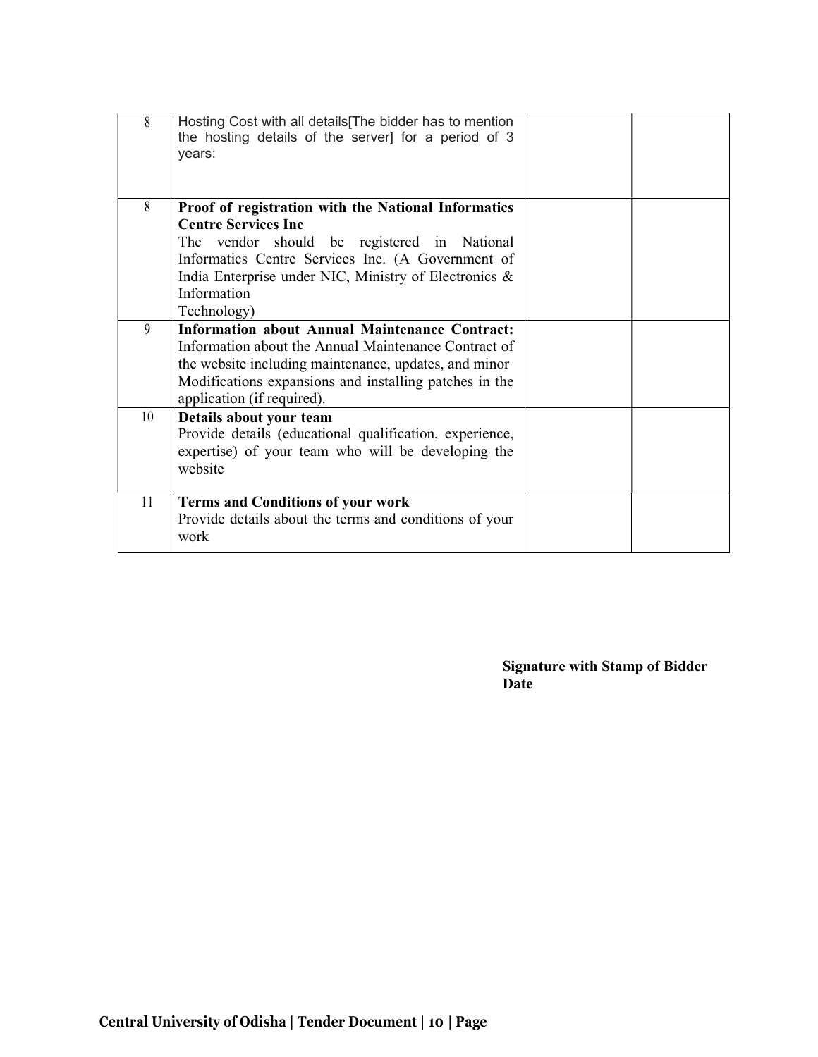| | | | |
|---|---|---|---|
| 8 | Hosting Cost with all details[The bidder has to mention the hosting details of the server] for a period of 3 years: | | |
| 8 | **Proof of registration with the National Informatics Centre Services Inc**<br>The vendor should be registered in National Informatics Centre Services Inc. (A Government of India Enterprise under NIC, Ministry of Electronics & Information Technology) | | |
| 9 | **Information about Annual Maintenance Contract:** Information about the Annual Maintenance Contract of the website including maintenance, updates, and minor Modifications expansions and installing patches in the application (if required). | | |
| 10 | **Details about your team**<br>Provide details (educational qualification, experience, expertise) of your team who will be developing the website | | |
| 11 | **Terms and Conditions of your work**<br>Provide details about the terms and conditions of your work | | |

**Signature with Stamp of Bidder**
**Date**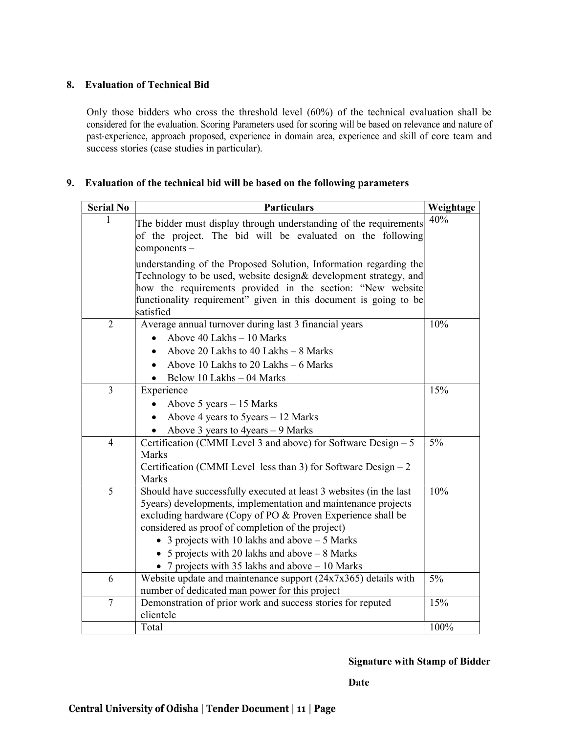## 8. Evaluation of Technical Bid

Only those bidders who cross the threshold level (60%) of the technical evaluation shall be considered for the evaluation. Scoring Parameters used for scoring will be based on relevance and nature of past-experience, approach proposed, experience in domain area, experience and skill of core team and success stories (case studies in particular).

## 9. Evaluation of the technical bid will be based on the following parameters

| Serial No | Particulars | Weightage |
|---|---|---|
| 1 | The bidder must display through understanding of the requirements of the project. The bid will be evaluated on the following components – <br><br> understanding of the Proposed Solution, Information regarding the Technology to be used, website design& development strategy, and how the requirements provided in the section: "New website functionality requirement" given in this document is going to be satisfied | 40% |
| 2 | Average annual turnover during last 3 financial years <br> • Above 40 Lakhs – 10 Marks <br> • Above 20 Lakhs to 40 Lakhs – 8 Marks <br> • Above 10 Lakhs to 20 Lakhs – 6 Marks <br> • Below 10 Lakhs – 04 Marks | 10% |
| 3 | Experience <br> • Above 5 years – 15 Marks <br> • Above 4 years to 5years – 12 Marks <br> • Above 3 years to 4years – 9 Marks | 15% |
| 4 | Certification (CMMI Level 3 and above) for Software Design – 5 Marks <br> Certification (CMMI Level less than 3) for Software Design – 2 Marks | 5% |
| 5 | Should have successfully executed at least 3 websites (in the last 5years) developments, implementation and maintenance projects excluding hardware (Copy of PO & Proven Experience shall be considered as proof of completion of the project) <br> • 3 projects with 10 lakhs and above – 5 Marks <br> • 5 projects with 20 lakhs and above – 8 Marks <br> • 7 projects with 35 lakhs and above – 10 Marks | 10% |
| 6 | Website update and maintenance support (24x7x365) details with number of dedicated man power for this project | 5% |
| 7 | Demonstration of prior work and success stories for reputed clientele | 15% |
| | Total | 100% |

**Signature with Stamp of Bidder**

**Date**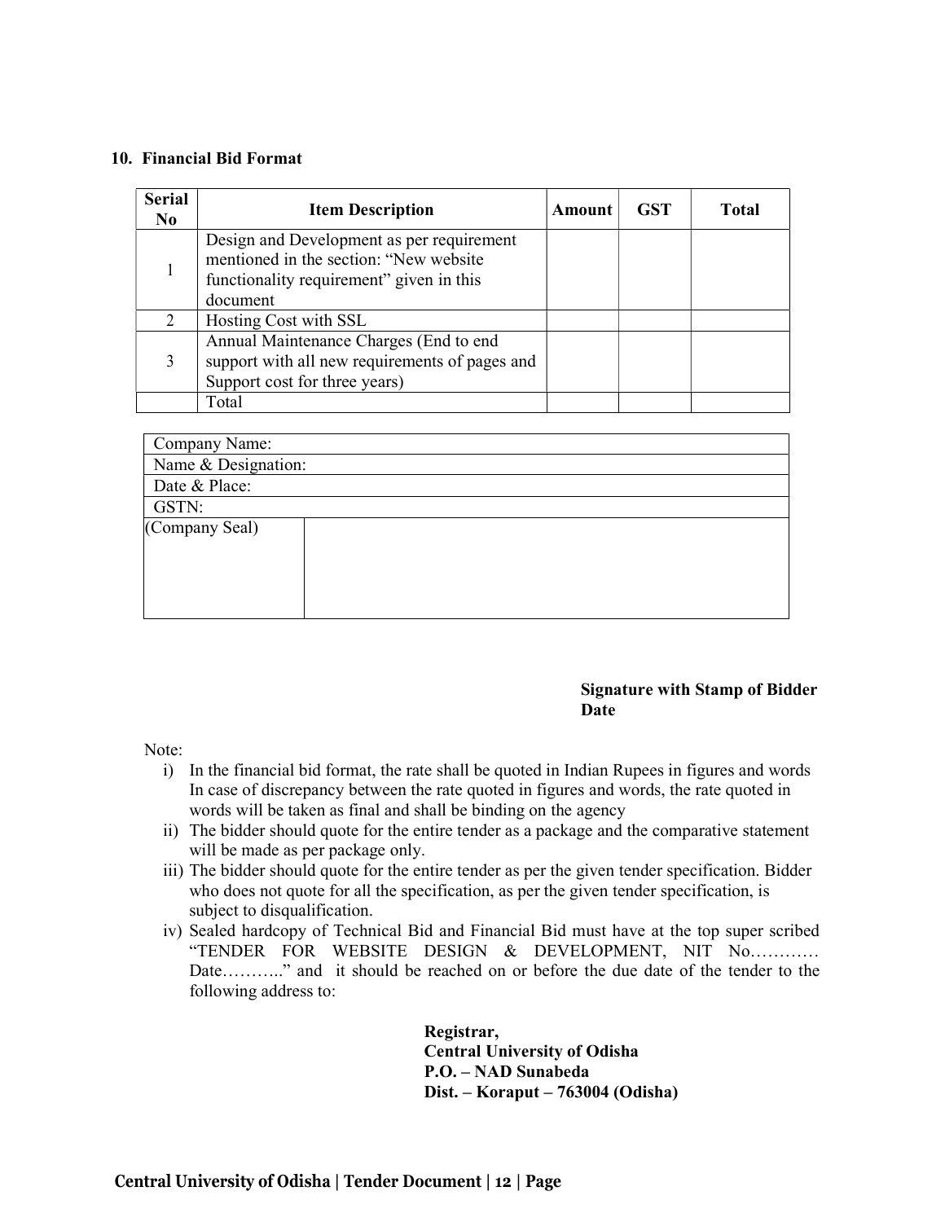## 10. Financial Bid Format

| Serial No | Item Description | Amount | GST | Total |
|---|---|---|---|---|
| 1 | Design and Development as per requirement mentioned in the section: "New website functionality requirement" given in this document | | | |
| 2 | Hosting Cost with SSL | | | |
| 3 | Annual Maintenance Charges (End to end support with all new requirements of pages and Support cost for three years) | | | |
| | Total | | | |

| | |
|---|---|
| Company Name: | |
| Name & Designation: | |
| Date & Place: | |
| GSTN: | |
| (Company Seal) | |

**Signature with Stamp of Bidder**
**Date**

Note:

i) In the financial bid format, the rate shall be quoted in Indian Rupees in figures and words In case of discrepancy between the rate quoted in figures and words, the rate quoted in words will be taken as final and shall be binding on the agency

ii) The bidder should quote for the entire tender as a package and the comparative statement will be made as per package only.

iii) The bidder should quote for the entire tender as per the given tender specification. Bidder who does not quote for all the specification, as per the given tender specification, is subject to disqualification.

iv) Sealed hardcopy of Technical Bid and Financial Bid must have at the top super scribed "TENDER FOR WEBSITE DESIGN & DEVELOPMENT, NIT No………… Date……….." and it should be reached on or before the due date of the tender to the following address to:

**Registrar,**
**Central University of Odisha**
**P.O. – NAD Sunabeda**
**Dist. – Koraput – 763004 (Odisha)**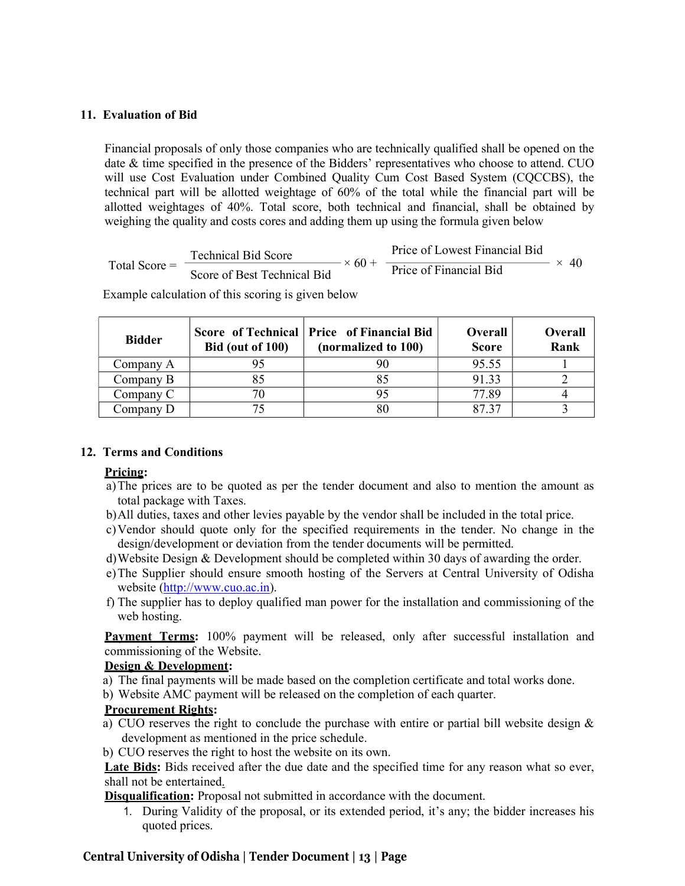## 11. Evaluation of Bid

Financial proposals of only those companies who are technically qualified shall be opened on the date & time specified in the presence of the Bidders' representatives who choose to attend. CUO will use Cost Evaluation under Combined Quality Cum Cost Based System (CQCCBS), the technical part will be allotted weightage of 60% of the total while the financial part will be allotted weightages of 40%. Total score, both technical and financial, shall be obtained by weighing the quality and costs cores and adding them up using the formula given below

$$\text{Total Score} = \frac{\text{Technical Bid Score}}{\text{Score of Best Technical Bid}} \times 60 + \frac{\text{Price of Lowest Financial Bid}}{\text{Price of Financial Bid}} \times 40$$

Example calculation of this scoring is given below

| Bidder | Score of Technical Bid (out of 100) | Price of Financial Bid (normalized to 100) | Overall Score | Overall Rank |
|---|---|---|---|---|
| Company A | 95 | 90 | 95.55 | 1 |
| Company B | 85 | 85 | 91.33 | 2 |
| Company C | 70 | 95 | 77.89 | 4 |
| Company D | 75 | 80 | 87.37 | 3 |

## 12. Terms and Conditions

**Pricing:**

a) The prices are to be quoted as per the tender document and also to mention the amount as total package with Taxes.
b) All duties, taxes and other levies payable by the vendor shall be included in the total price.
c) Vendor should quote only for the specified requirements in the tender. No change in the design/development or deviation from the tender documents will be permitted.
d) Website Design & Development should be completed within 30 days of awarding the order.
e) The Supplier should ensure smooth hosting of the Servers at Central University of Odisha website (http://www.cuo.ac.in).
f) The supplier has to deploy qualified man power for the installation and commissioning of the web hosting.

**Payment Terms:** 100% payment will be released, only after successful installation and commissioning of the Website.

**Design & Development:**

a) The final payments will be made based on the completion certificate and total works done.
b) Website AMC payment will be released on the completion of each quarter.

**Procurement Rights:**

a) CUO reserves the right to conclude the purchase with entire or partial bill website design & development as mentioned in the price schedule.
b) CUO reserves the right to host the website on its own.

**Late Bids:** Bids received after the due date and the specified time for any reason what so ever, shall not be entertained.

**Disqualification:** Proposal not submitted in accordance with the document.

1. During Validity of the proposal, or its extended period, it's any; the bidder increases his quoted prices.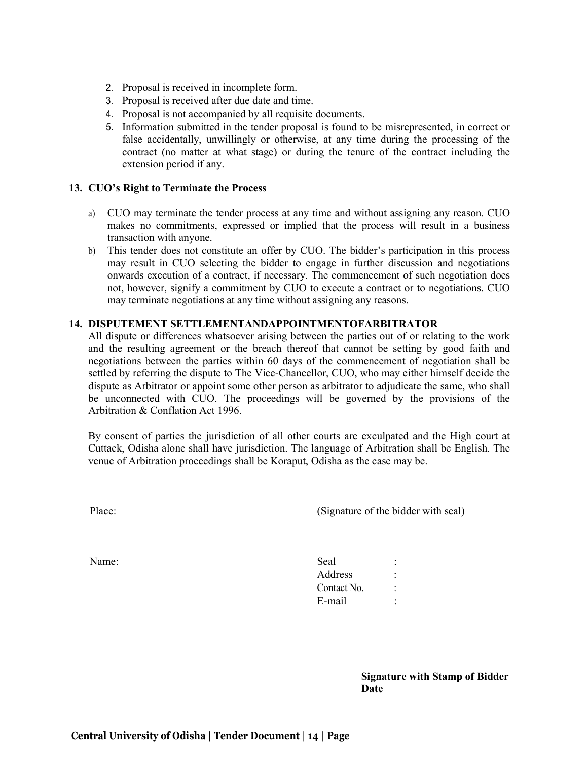2. Proposal is received in incomplete form.
3. Proposal is received after due date and time.
4. Proposal is not accompanied by all requisite documents.
5. Information submitted in the tender proposal is found to be misrepresented, in correct or false accidentally, unwillingly or otherwise, at any time during the processing of the contract (no matter at what stage) or during the tenure of the contract including the extension period if any.

### 13. CUO's Right to Terminate the Process

a) CUO may terminate the tender process at any time and without assigning any reason. CUO makes no commitments, expressed or implied that the process will result in a business transaction with anyone.

b) This tender does not constitute an offer by CUO. The bidder's participation in this process may result in CUO selecting the bidder to engage in further discussion and negotiations onwards execution of a contract, if necessary. The commencement of such negotiation does not, however, signify a commitment by CUO to execute a contract or to negotiations. CUO may terminate negotiations at any time without assigning any reasons.

### 14. DISPUTEMENT SETTLEMENTANDAPPOINTMENTOFARBITRATOR

All dispute or differences whatsoever arising between the parties out of or relating to the work and the resulting agreement or the breach thereof that cannot be setting by good faith and negotiations between the parties within 60 days of the commencement of negotiation shall be settled by referring the dispute to The Vice-Chancellor, CUO, who may either himself decide the dispute as Arbitrator or appoint some other person as arbitrator to adjudicate the same, who shall be unconnected with CUO. The proceedings will be governed by the provisions of the Arbitration & Conflation Act 1996.

By consent of parties the jurisdiction of all other courts are exculpated and the High court at Cuttack, Odisha alone shall have jurisdiction. The language of Arbitration shall be English. The venue of Arbitration proceedings shall be Koraput, Odisha as the case may be.

Place: (Signature of the bidder with seal)

Name:

Seal :
Address :
Contact No. :
E-mail :

**Signature with Stamp of Bidder**
**Date**